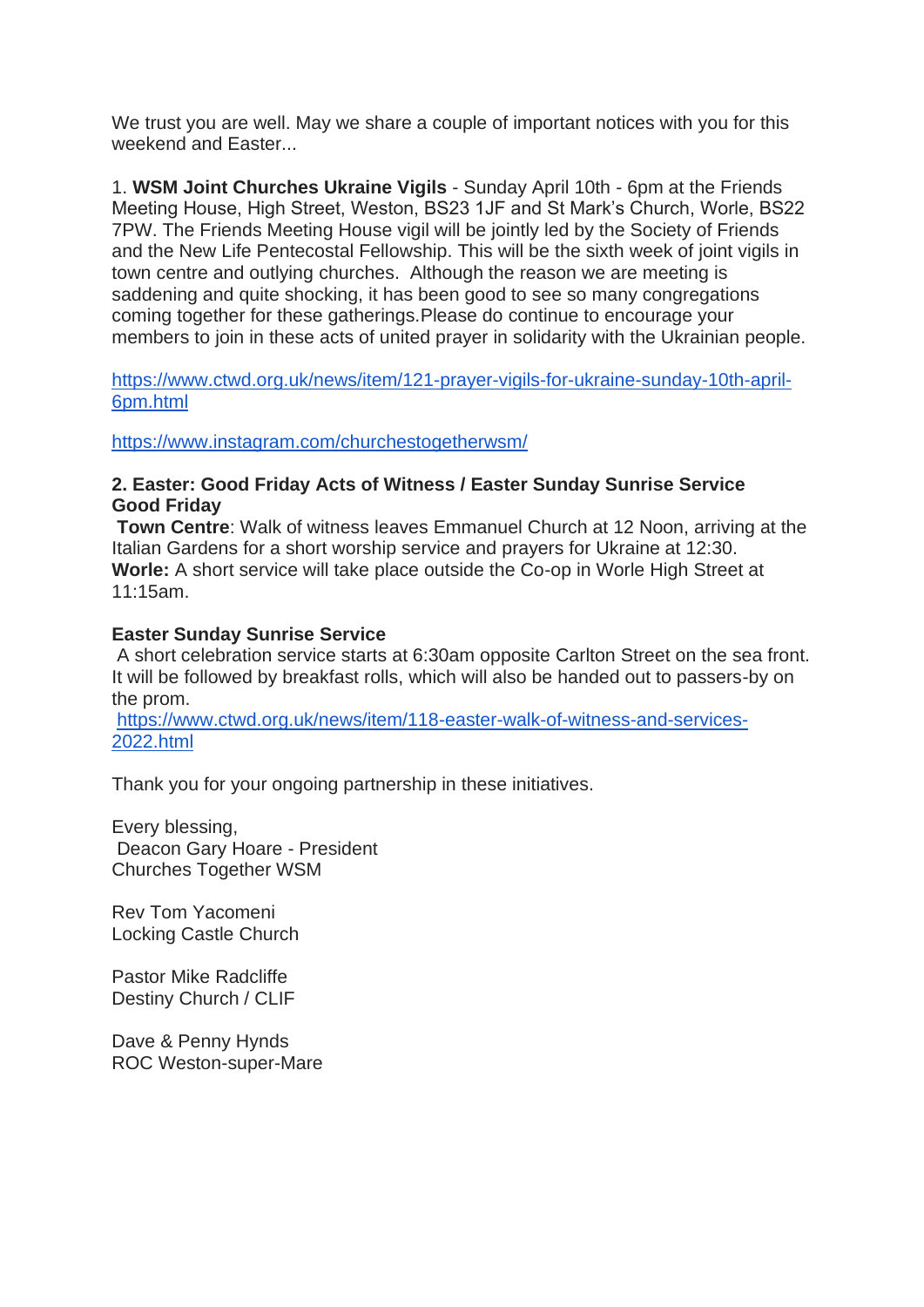We trust you are well. May we share a couple of important notices with you for this weekend and Easter...

1. **WSM Joint Churches Ukraine Vigils** - Sunday April 10th - 6pm at the Friends Meeting House, High Street, Weston, BS23 1JF and St Mark's Church, Worle, BS22 7PW. The Friends Meeting House vigil will be jointly led by the Society of Friends and the New Life Pentecostal Fellowship. This will be the sixth week of joint vigils in town centre and outlying churches. Although the reason we are meeting is saddening and quite shocking, it has been good to see so many congregations coming together for these gatherings.Please do continue to encourage your members to join in these acts of united prayer in solidarity with the Ukrainian people.

https://www.ctwd.org.uk/news/item/121-prayer-vigils-for-ukraine-sunday-10th-april-6pm.html

https://www.instagram.com/churchestogetherwsm/

**2. Easter: Good Friday Acts of Witness / Easter Sunday Sunrise Service**
**Good Friday**
**Town Centre**: Walk of witness leaves Emmanuel Church at 12 Noon, arriving at the Italian Gardens for a short worship service and prayers for Ukraine at 12:30.
**Worle:** A short service will take place outside the Co-op in Worle High Street at 11:15am.

**Easter Sunday Sunrise Service**
A short celebration service starts at 6:30am opposite Carlton Street on the sea front. It will be followed by breakfast rolls, which will also be handed out to passers-by on the prom.
https://www.ctwd.org.uk/news/item/118-easter-walk-of-witness-and-services-2022.html

Thank you for your ongoing partnership in these initiatives.

Every blessing,
Deacon Gary Hoare - President
Churches Together WSM

Rev Tom Yacomeni
Locking Castle Church

Pastor Mike Radcliffe
Destiny Church / CLIF

Dave & Penny Hynds
ROC Weston-super-Mare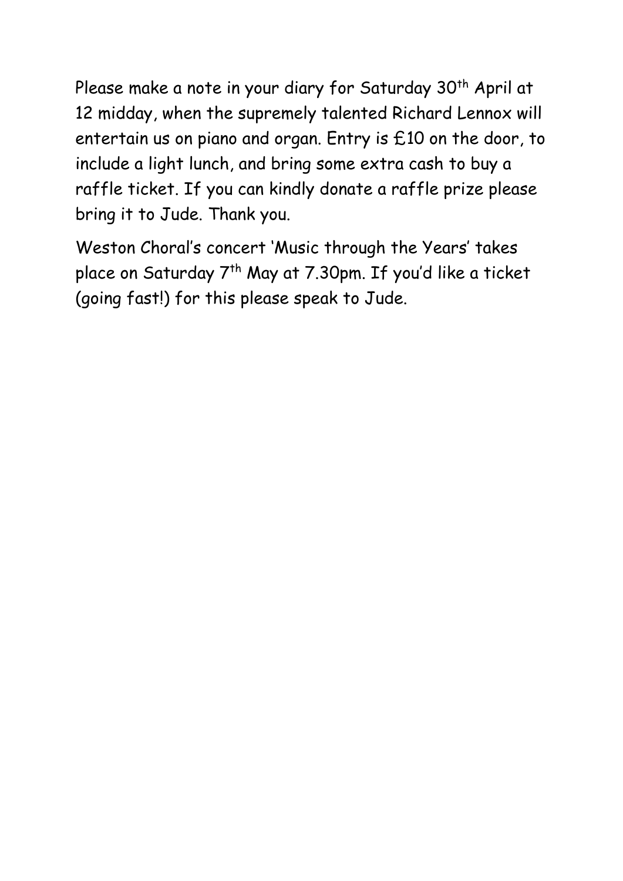Please make a note in your diary for Saturday 30th April at 12 midday, when the supremely talented Richard Lennox will entertain us on piano and organ. Entry is £10 on the door, to include a light lunch, and bring some extra cash to buy a raffle ticket. If you can kindly donate a raffle prize please bring it to Jude. Thank you.

Weston Choral's concert 'Music through the Years' takes place on Saturday 7th May at 7.30pm. If you'd like a ticket (going fast!) for this please speak to Jude.